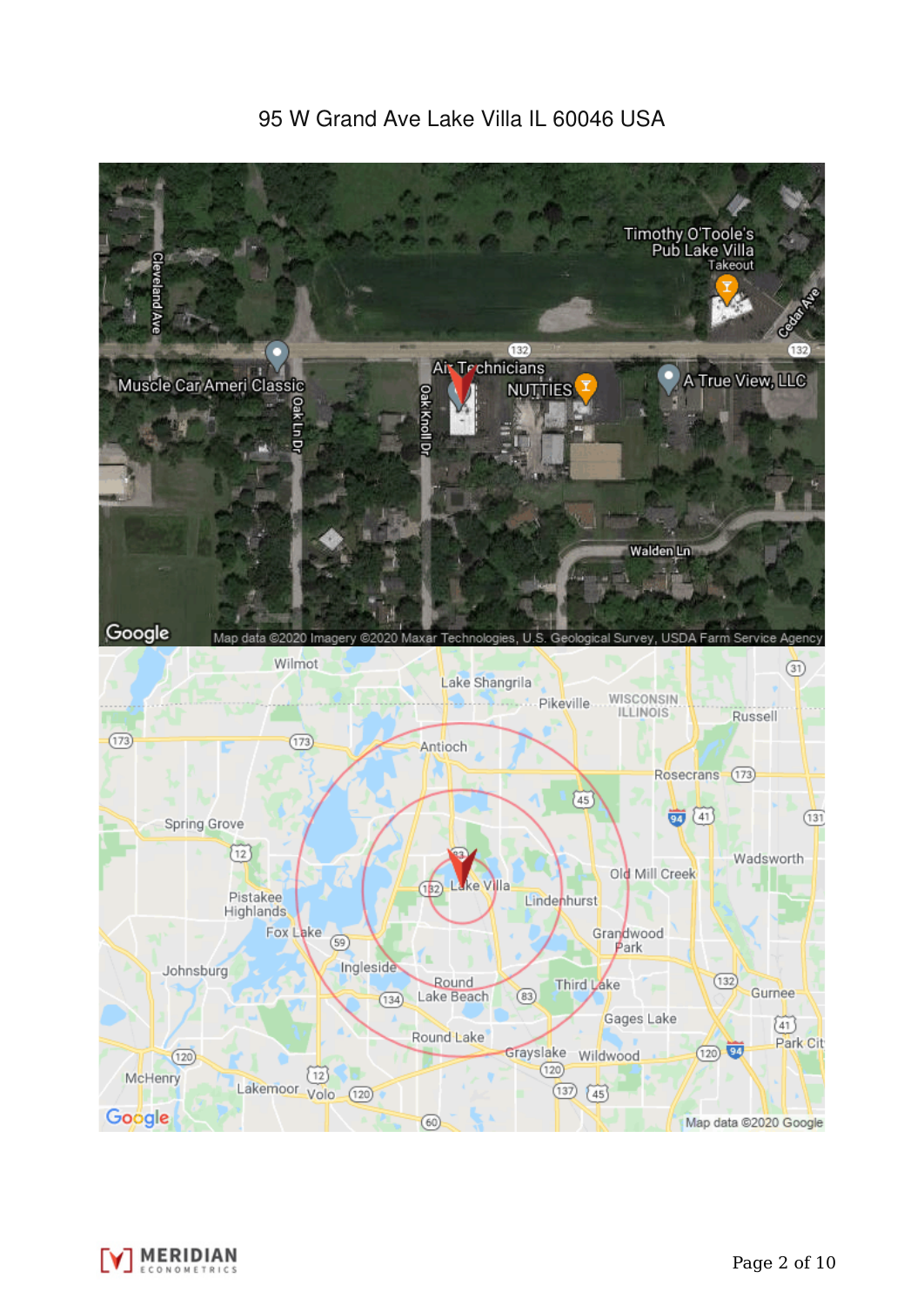95 W Grand Ave Lake Villa IL 60046 USA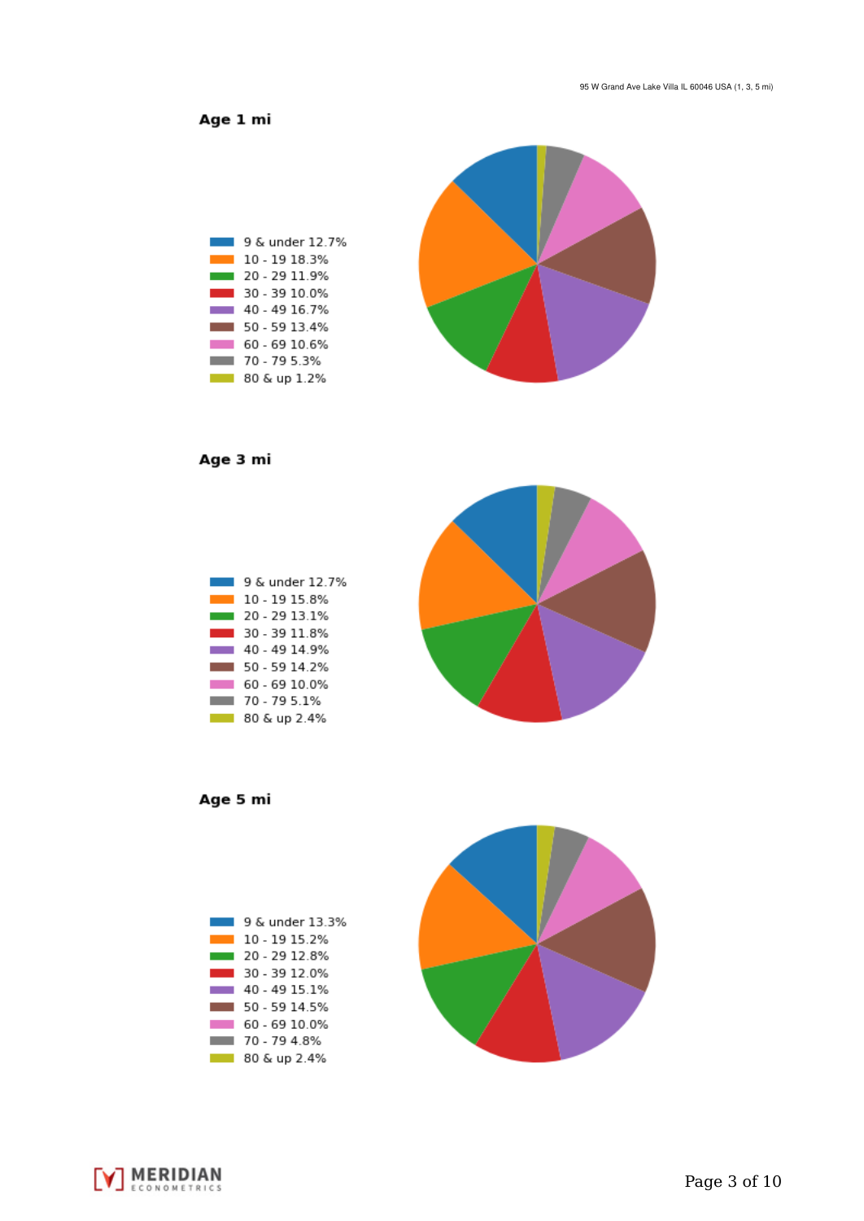## Age 1 mi

- 9 & under 12.7%
- 10 - 19 18.3%
- 20 - 29 11.9%
- 30 - 39 10.0%
- 40 - 49 16.7%
- 50 - 59 13.4%
- 60 - 69 10.6%
- 70 - 79 5.3%
- 80 & up 1.2%

## Age 3 mi

- 9 & under 12.7%
- 10 - 19 15.8%
- 20 - 29 13.1%
- 30 - 39 11.8%
- 40 - 49 14.9%
- 50 - 59 14.2%
- 60 - 69 10.0%
- 70 - 79 5.1%
- 80 & up 2.4%

## Age 5 mi

- 9 & under 13.3%
- 10 - 19 15.2%
- 20 - 29 12.8%
- 30 - 39 12.0%
- 40 - 49 15.1%
- 50 - 59 14.5%
- 60 - 69 10.0%
- 70 - 79 4.8%
- 80 & up 2.4%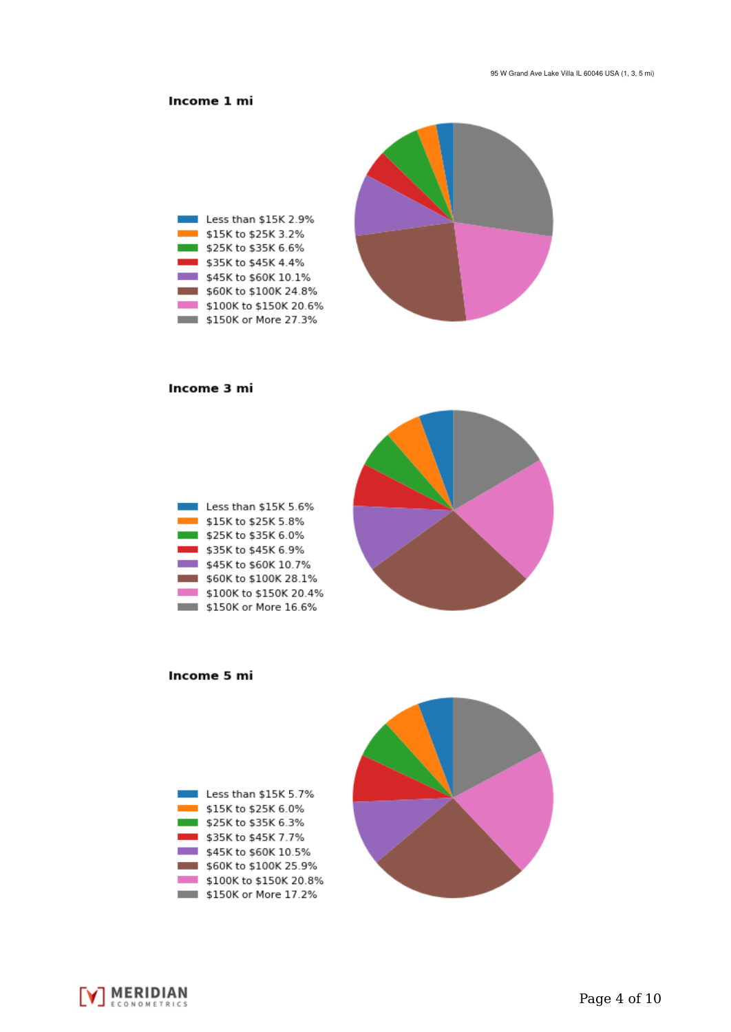### Income 1 mi

- Less than $15K 2.9%
- $15K to $25K 3.2%
- $25K to $35K 6.6%
- $35K to $45K 4.4%
- $45K to $60K 10.1%
- $60K to $100K 24.8%
- $100K to $150K 20.6%
- $150K or More 27.3%

### Income 3 mi

- Less than $15K 5.6%
- $15K to $25K 5.8%
- $25K to $35K 6.0%
- $35K to $45K 6.9%
- $45K to $60K 10.7%
- $60K to $100K 28.1%
- $100K to $150K 20.4%
- $150K or More 16.6%

### Income 5 mi

- Less than $15K 5.7%
- $15K to $25K 6.0%
- $25K to $35K 6.3%
- $35K to $45K 7.7%
- $45K to $60K 10.5%
- $60K to $100K 25.9%
- $100K to $150K 20.8%
- $150K or More 17.2%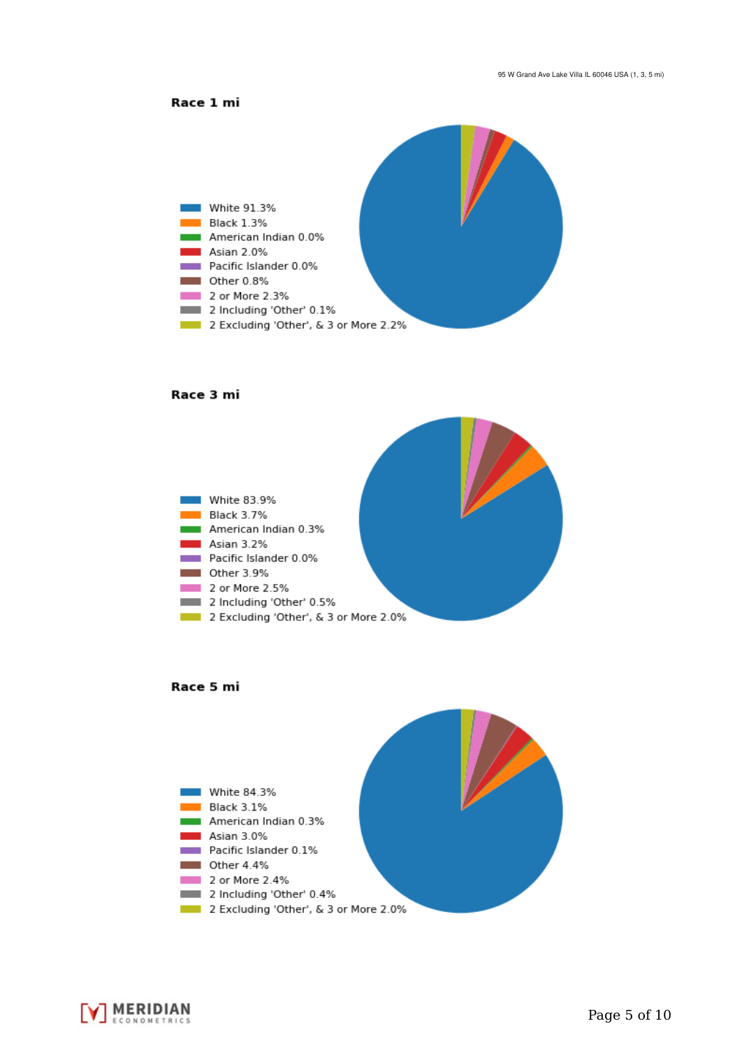95 W Grand Ave Lake Villa IL 60046 USA (1, 3, 5 mi)

### Race 1 mi

- White 91.3%
- Black 1.3%
- American Indian 0.0%
- Asian 2.0%
- Pacific Islander 0.0%
- Other 0.8%
- 2 or More 2.3%
- 2 Including 'Other' 0.1%
- 2 Excluding 'Other', & 3 or More 2.2%

### Race 3 mi

- White 83.9%
- Black 3.7%
- American Indian 0.3%
- Asian 3.2%
- Pacific Islander 0.0%
- Other 3.9%
- 2 or More 2.5%
- 2 Including 'Other' 0.5%
- 2 Excluding 'Other', & 3 or More 2.0%

### Race 5 mi

- White 84.3%
- Black 3.1%
- American Indian 0.3%
- Asian 3.0%
- Pacific Islander 0.1%
- Other 4.4%
- 2 or More 2.4%
- 2 Including 'Other' 0.4%
- 2 Excluding 'Other', & 3 or More 2.0%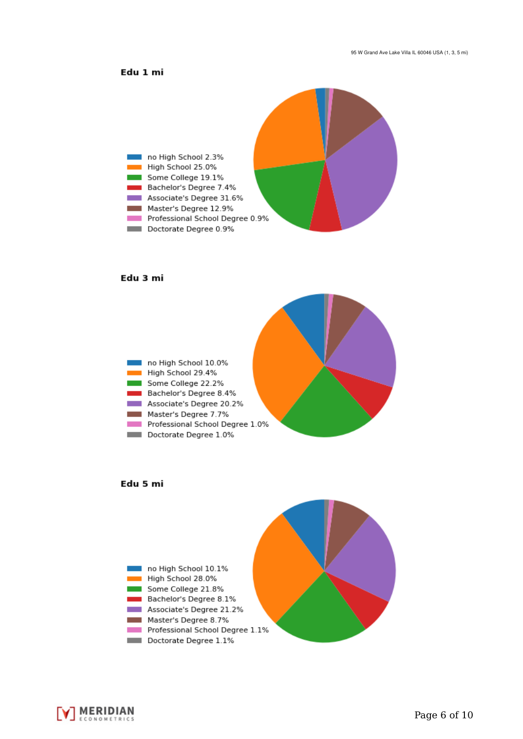### Edu 1 mi

- no High School 2.3%
- High School 25.0%
- Some College 19.1%
- Bachelor's Degree 7.4%
- Associate's Degree 31.6%
- Master's Degree 12.9%
- Professional School Degree 0.9%
- Doctorate Degree 0.9%

### Edu 3 mi

- no High School 10.0%
- High School 29.4%
- Some College 22.2%
- Bachelor's Degree 8.4%
- Associate's Degree 20.2%
- Master's Degree 7.7%
- Professional School Degree 1.0%
- Doctorate Degree 1.0%

### Edu 5 mi

- no High School 10.1%
- High School 28.0%
- Some College 21.8%
- Bachelor's Degree 8.1%
- Associate's Degree 21.2%
- Master's Degree 8.7%
- Professional School Degree 1.1%
- Doctorate Degree 1.1%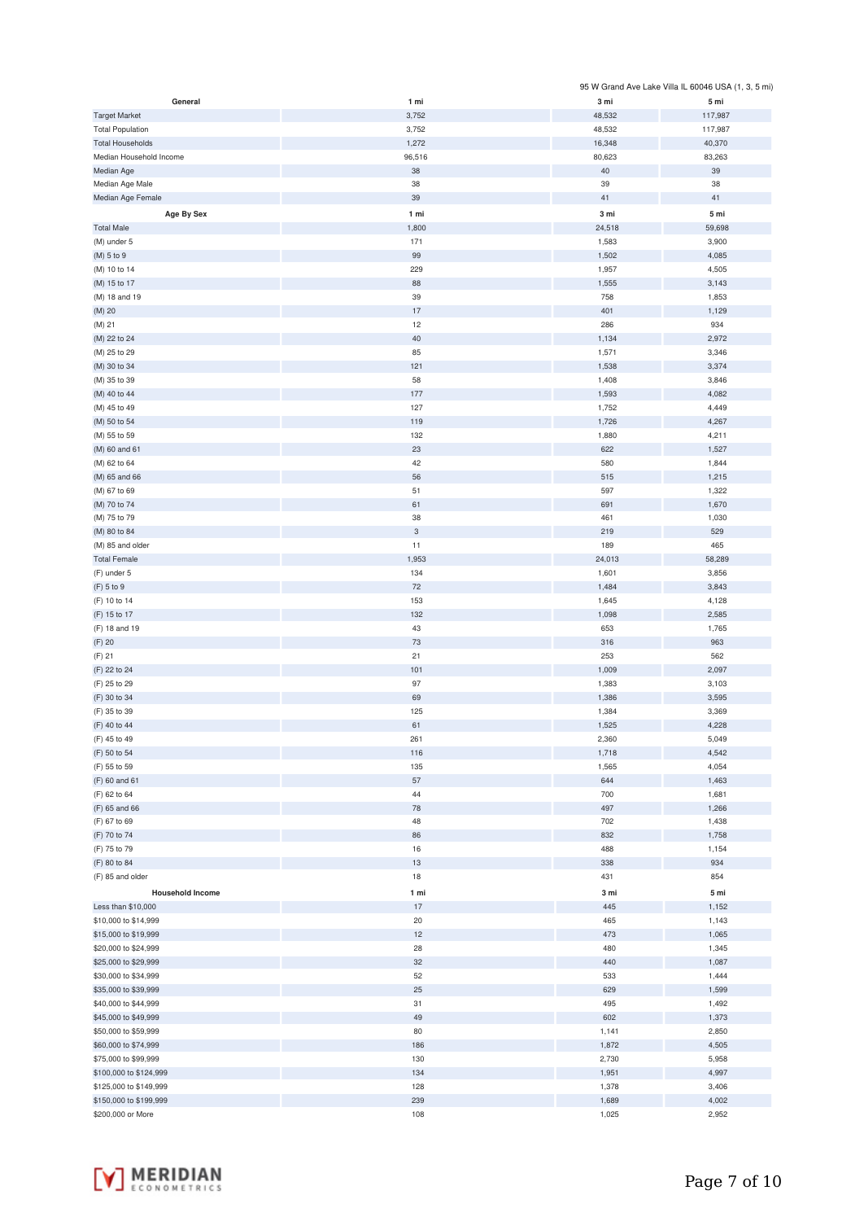95 W Grand Ave Lake Villa IL 60046 USA (1, 3, 5 mi)

| General | 1 mi | 3 mi | 5 mi |
|---|---|---|---|
| Target Market | 3,752 | 48,532 | 117,987 |
| Total Population | 3,752 | 48,532 | 117,987 |
| Total Households | 1,272 | 16,348 | 40,370 |
| Median Household Income | 96,516 | 80,623 | 83,263 |
| Median Age | 38 | 40 | 39 |
| Median Age Male | 38 | 39 | 38 |
| Median Age Female | 39 | 41 | 41 |

| Age By Sex | 1 mi | 3 mi | 5 mi |
|---|---|---|---|
| Total Male | 1,800 | 24,518 | 59,698 |
| (M) under 5 | 171 | 1,583 | 3,900 |
| (M) 5 to 9 | 99 | 1,502 | 4,085 |
| (M) 10 to 14 | 229 | 1,957 | 4,505 |
| (M) 15 to 17 | 88 | 1,555 | 3,143 |
| (M) 18 and 19 | 39 | 758 | 1,853 |
| (M) 20 | 17 | 401 | 1,129 |
| (M) 21 | 12 | 286 | 934 |
| (M) 22 to 24 | 40 | 1,134 | 2,972 |
| (M) 25 to 29 | 85 | 1,571 | 3,346 |
| (M) 30 to 34 | 121 | 1,538 | 3,374 |
| (M) 35 to 39 | 58 | 1,408 | 3,846 |
| (M) 40 to 44 | 177 | 1,593 | 4,082 |
| (M) 45 to 49 | 127 | 1,752 | 4,449 |
| (M) 50 to 54 | 119 | 1,726 | 4,267 |
| (M) 55 to 59 | 132 | 1,880 | 4,211 |
| (M) 60 and 61 | 23 | 622 | 1,527 |
| (M) 62 to 64 | 42 | 580 | 1,844 |
| (M) 65 and 66 | 56 | 515 | 1,215 |
| (M) 67 to 69 | 51 | 597 | 1,322 |
| (M) 70 to 74 | 61 | 691 | 1,670 |
| (M) 75 to 79 | 38 | 461 | 1,030 |
| (M) 80 to 84 | 3 | 219 | 529 |
| (M) 85 and older | 11 | 189 | 465 |
| Total Female | 1,953 | 24,013 | 58,289 |
| (F) under 5 | 134 | 1,601 | 3,856 |
| (F) 5 to 9 | 72 | 1,484 | 3,843 |
| (F) 10 to 14 | 153 | 1,645 | 4,128 |
| (F) 15 to 17 | 132 | 1,098 | 2,585 |
| (F) 18 and 19 | 43 | 653 | 1,765 |
| (F) 20 | 73 | 316 | 963 |
| (F) 21 | 21 | 253 | 562 |
| (F) 22 to 24 | 101 | 1,009 | 2,097 |
| (F) 25 to 29 | 97 | 1,383 | 3,103 |
| (F) 30 to 34 | 69 | 1,386 | 3,595 |
| (F) 35 to 39 | 125 | 1,384 | 3,369 |
| (F) 40 to 44 | 61 | 1,525 | 4,228 |
| (F) 45 to 49 | 261 | 2,360 | 5,049 |
| (F) 50 to 54 | 116 | 1,718 | 4,542 |
| (F) 55 to 59 | 135 | 1,565 | 4,054 |
| (F) 60 and 61 | 57 | 644 | 1,463 |
| (F) 62 to 64 | 44 | 700 | 1,681 |
| (F) 65 and 66 | 78 | 497 | 1,266 |
| (F) 67 to 69 | 48 | 702 | 1,438 |
| (F) 70 to 74 | 86 | 832 | 1,758 |
| (F) 75 to 79 | 16 | 488 | 1,154 |
| (F) 80 to 84 | 13 | 338 | 934 |
| (F) 85 and older | 18 | 431 | 854 |

| Household Income | 1 mi | 3 mi | 5 mi |
|---|---|---|---|
| Less than $10,000 | 17 | 445 | 1,152 |
| $10,000 to $14,999 | 20 | 465 | 1,143 |
| $15,000 to $19,999 | 12 | 473 | 1,065 |
| $20,000 to $24,999 | 28 | 480 | 1,345 |
| $25,000 to $29,999 | 32 | 440 | 1,087 |
| $30,000 to $34,999 | 52 | 533 | 1,444 |
| $35,000 to $39,999 | 25 | 629 | 1,599 |
| $40,000 to $44,999 | 31 | 495 | 1,492 |
| $45,000 to $49,999 | 49 | 602 | 1,373 |
| $50,000 to $59,999 | 80 | 1,141 | 2,850 |
| $60,000 to $74,999 | 186 | 1,872 | 4,505 |
| $75,000 to $99,999 | 130 | 2,730 | 5,958 |
| $100,000 to $124,999 | 134 | 1,951 | 4,997 |
| $125,000 to $149,999 | 128 | 1,378 | 3,406 |
| $150,000 to $199,999 | 239 | 1,689 | 4,002 |
| $200,000 or More | 108 | 1,025 | 2,952 |

MERIDIAN ECONOMETRICS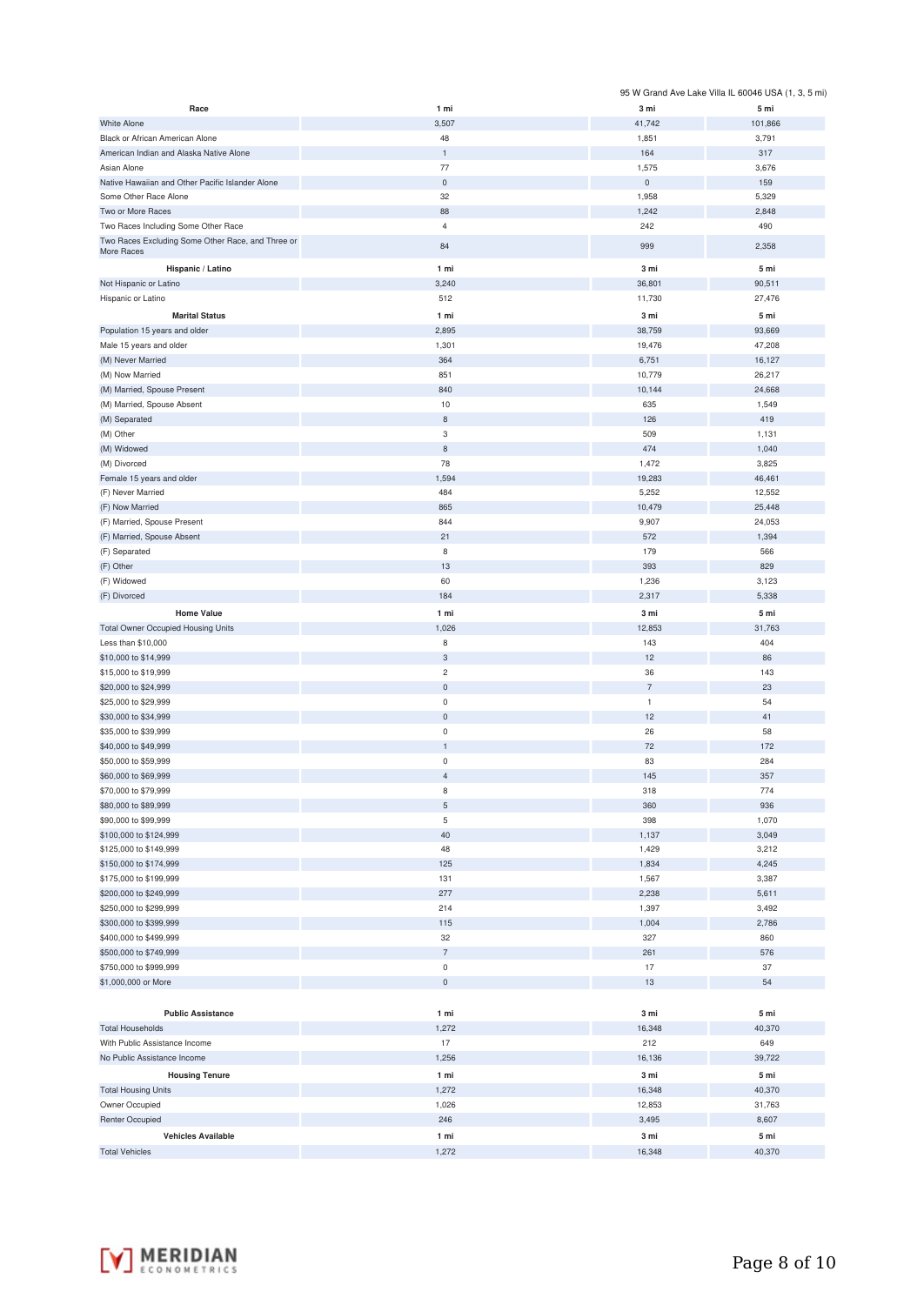95 W Grand Ave Lake Villa IL 60046 USA (1, 3, 5 mi)

| Race | 1 mi | 3 mi | 5 mi |
| --- | --- | --- | --- |
| White Alone | 3,507 | 41,742 | 101,866 |
| Black or African American Alone | 48 | 1,851 | 3,791 |
| American Indian and Alaska Native Alone | 1 | 164 | 317 |
| Asian Alone | 77 | 1,575 | 3,676 |
| Native Hawaiian and Other Pacific Islander Alone | 0 | 0 | 159 |
| Some Other Race Alone | 32 | 1,958 | 5,329 |
| Two or More Races | 88 | 1,242 | 2,848 |
| Two Races Including Some Other Race | 4 | 242 | 490 |
| Two Races Excluding Some Other Race, and Three or More Races | 84 | 999 | 2,358 |

| Hispanic / Latino | 1 mi | 3 mi | 5 mi |
| --- | --- | --- | --- |
| Not Hispanic or Latino | 3,240 | 36,801 | 90,511 |
| Hispanic or Latino | 512 | 11,730 | 27,476 |

| Marital Status | 1 mi | 3 mi | 5 mi |
| --- | --- | --- | --- |
| Population 15 years and older | 2,895 | 38,759 | 93,669 |
| Male 15 years and older | 1,301 | 19,476 | 47,208 |
| (M) Never Married | 364 | 6,751 | 16,127 |
| (M) Now Married | 851 | 10,779 | 26,217 |
| (M) Married, Spouse Present | 840 | 10,144 | 24,668 |
| (M) Married, Spouse Absent | 10 | 635 | 1,549 |
| (M) Separated | 8 | 126 | 419 |
| (M) Other | 3 | 509 | 1,131 |
| (M) Widowed | 8 | 474 | 1,040 |
| (M) Divorced | 78 | 1,472 | 3,825 |
| Female 15 years and older | 1,594 | 19,283 | 46,461 |
| (F) Never Married | 484 | 5,252 | 12,552 |
| (F) Now Married | 865 | 10,479 | 25,448 |
| (F) Married, Spouse Present | 844 | 9,907 | 24,053 |
| (F) Married, Spouse Absent | 21 | 572 | 1,394 |
| (F) Separated | 8 | 179 | 566 |
| (F) Other | 13 | 393 | 829 |
| (F) Widowed | 60 | 1,236 | 3,123 |
| (F) Divorced | 184 | 2,317 | 5,338 |

| Home Value | 1 mi | 3 mi | 5 mi |
| --- | --- | --- | --- |
| Total Owner Occupied Housing Units | 1,026 | 12,853 | 31,763 |
| Less than $10,000 | 8 | 143 | 404 |
| $10,000 to $14,999 | 3 | 12 | 86 |
| $15,000 to $19,999 | 2 | 36 | 143 |
| $20,000 to $24,999 | 0 | 7 | 23 |
| $25,000 to $29,999 | 0 | 1 | 54 |
| $30,000 to $34,999 | 0 | 12 | 41 |
| $35,000 to $39,999 | 0 | 26 | 58 |
| $40,000 to $49,999 | 1 | 72 | 172 |
| $50,000 to $59,999 | 0 | 83 | 284 |
| $60,000 to $69,999 | 4 | 145 | 357 |
| $70,000 to $79,999 | 8 | 318 | 774 |
| $80,000 to $89,999 | 5 | 360 | 936 |
| $90,000 to $99,999 | 5 | 398 | 1,070 |
| $100,000 to $124,999 | 40 | 1,137 | 3,049 |
| $125,000 to $149,999 | 48 | 1,429 | 3,212 |
| $150,000 to $174,999 | 125 | 1,834 | 4,245 |
| $175,000 to $199,999 | 131 | 1,567 | 3,387 |
| $200,000 to $249,999 | 277 | 2,238 | 5,611 |
| $250,000 to $299,999 | 214 | 1,397 | 3,492 |
| $300,000 to $399,999 | 115 | 1,004 | 2,786 |
| $400,000 to $499,999 | 32 | 327 | 860 |
| $500,000 to $749,999 | 7 | 261 | 576 |
| $750,000 to $999,999 | 0 | 17 | 37 |
| $1,000,000 or More | 0 | 13 | 54 |

| Public Assistance | 1 mi | 3 mi | 5 mi |
| --- | --- | --- | --- |
| Total Households | 1,272 | 16,348 | 40,370 |
| With Public Assistance Income | 17 | 212 | 649 |
| No Public Assistance Income | 1,256 | 16,136 | 39,722 |

| Housing Tenure | 1 mi | 3 mi | 5 mi |
| --- | --- | --- | --- |
| Total Housing Units | 1,272 | 16,348 | 40,370 |
| Owner Occupied | 1,026 | 12,853 | 31,763 |
| Renter Occupied | 246 | 3,495 | 8,607 |

| Vehicles Available | 1 mi | 3 mi | 5 mi |
| --- | --- | --- | --- |
| Total Vehicles | 1,272 | 16,348 | 40,370 |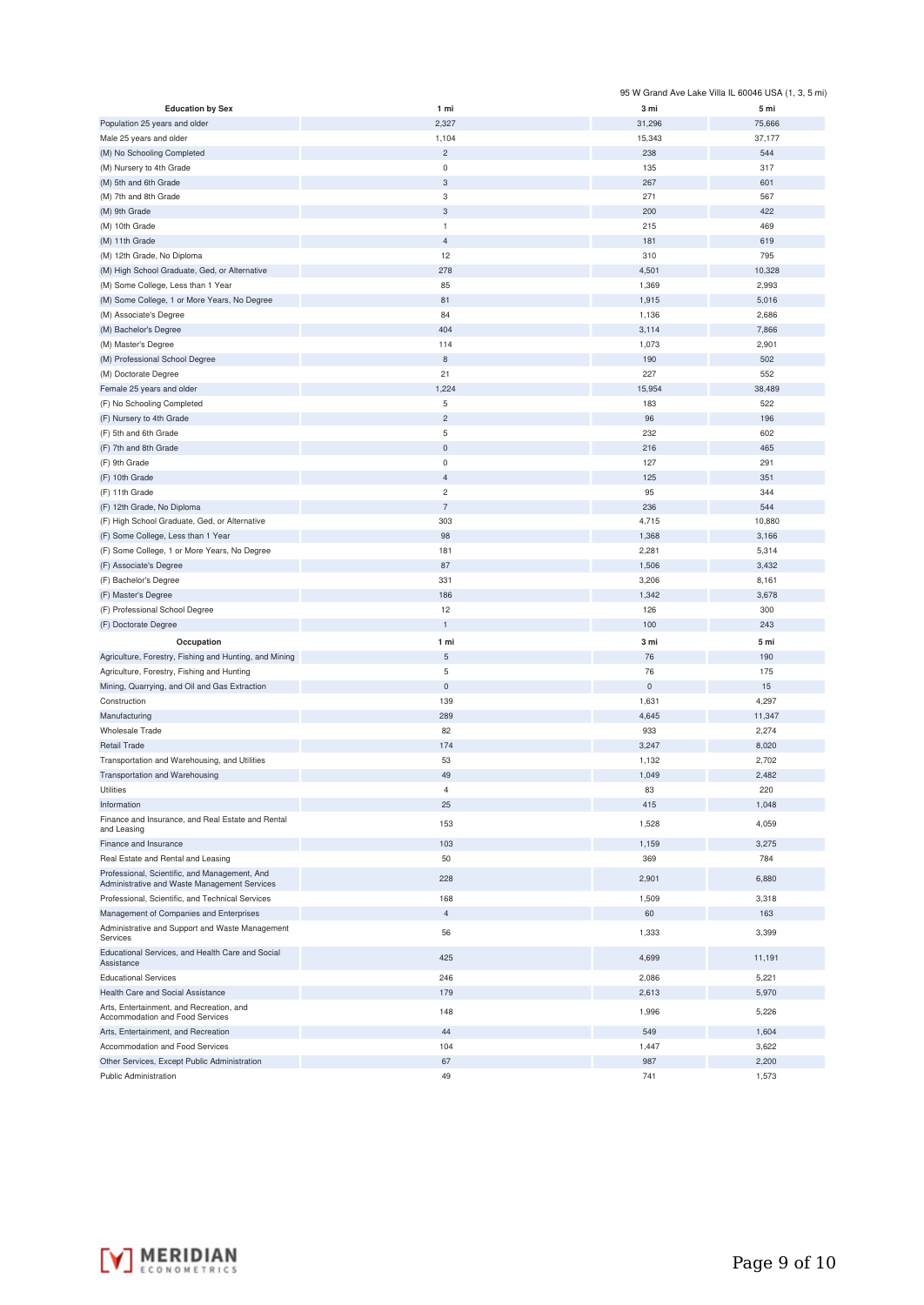95 W Grand Ave Lake Villa IL 60046 USA (1, 3, 5 mi)

| Education by Sex | 1 mi | 3 mi | 5 mi |
|---|---|---|---|
| Population 25 years and older | 2,327 | 31,296 | 75,666 |
| Male 25 years and older | 1,104 | 15,343 | 37,177 |
| (M) No Schooling Completed | 2 | 238 | 544 |
| (M) Nursery to 4th Grade | 0 | 135 | 317 |
| (M) 5th and 6th Grade | 3 | 267 | 601 |
| (M) 7th and 8th Grade | 3 | 271 | 567 |
| (M) 9th Grade | 3 | 200 | 422 |
| (M) 10th Grade | 1 | 215 | 469 |
| (M) 11th Grade | 4 | 181 | 619 |
| (M) 12th Grade, No Diploma | 12 | 310 | 795 |
| (M) High School Graduate, Ged, or Alternative | 278 | 4,501 | 10,328 |
| (M) Some College, Less than 1 Year | 85 | 1,369 | 2,993 |
| (M) Some College, 1 or More Years, No Degree | 81 | 1,915 | 5,016 |
| (M) Associate's Degree | 84 | 1,136 | 2,686 |
| (M) Bachelor's Degree | 404 | 3,114 | 7,866 |
| (M) Master's Degree | 114 | 1,073 | 2,901 |
| (M) Professional School Degree | 8 | 190 | 502 |
| (M) Doctorate Degree | 21 | 227 | 552 |
| Female 25 years and older | 1,224 | 15,954 | 38,489 |
| (F) No Schooling Completed | 5 | 183 | 522 |
| (F) Nursery to 4th Grade | 2 | 96 | 196 |
| (F) 5th and 6th Grade | 5 | 232 | 602 |
| (F) 7th and 8th Grade | 0 | 216 | 465 |
| (F) 9th Grade | 0 | 127 | 291 |
| (F) 10th Grade | 4 | 125 | 351 |
| (F) 11th Grade | 2 | 95 | 344 |
| (F) 12th Grade, No Diploma | 7 | 236 | 544 |
| (F) High School Graduate, Ged, or Alternative | 303 | 4,715 | 10,880 |
| (F) Some College, Less than 1 Year | 98 | 1,368 | 3,166 |
| (F) Some College, 1 or More Years, No Degree | 181 | 2,281 | 5,314 |
| (F) Associate's Degree | 87 | 1,506 | 3,432 |
| (F) Bachelor's Degree | 331 | 3,206 | 8,161 |
| (F) Master's Degree | 186 | 1,342 | 3,678 |
| (F) Professional School Degree | 12 | 126 | 300 |
| (F) Doctorate Degree | 1 | 100 | 243 |

| Occupation | 1 mi | 3 mi | 5 mi |
|---|---|---|---|
| Agriculture, Forestry, Fishing and Hunting, and Mining | 5 | 76 | 190 |
| Agriculture, Forestry, Fishing and Hunting | 5 | 76 | 175 |
| Mining, Quarrying, and Oil and Gas Extraction | 0 | 0 | 15 |
| Construction | 139 | 1,631 | 4,297 |
| Manufacturing | 289 | 4,645 | 11,347 |
| Wholesale Trade | 82 | 933 | 2,274 |
| Retail Trade | 174 | 3,247 | 8,020 |
| Transportation and Warehousing, and Utilities | 53 | 1,132 | 2,702 |
| Transportation and Warehousing | 49 | 1,049 | 2,482 |
| Utilities | 4 | 83 | 220 |
| Information | 25 | 415 | 1,048 |
| Finance and Insurance, and Real Estate and Rental and Leasing | 153 | 1,528 | 4,059 |
| Finance and Insurance | 103 | 1,159 | 3,275 |
| Real Estate and Rental and Leasing | 50 | 369 | 784 |
| Professional, Scientific, and Management, And Administrative and Waste Management Services | 228 | 2,901 | 6,880 |
| Professional, Scientific, and Technical Services | 168 | 1,509 | 3,318 |
| Management of Companies and Enterprises | 4 | 60 | 163 |
| Administrative and Support and Waste Management Services | 56 | 1,333 | 3,399 |
| Educational Services, and Health Care and Social Assistance | 425 | 4,699 | 11,191 |
| Educational Services | 246 | 2,086 | 5,221 |
| Health Care and Social Assistance | 179 | 2,613 | 5,970 |
| Arts, Entertainment, and Recreation, and Accommodation and Food Services | 148 | 1,996 | 5,226 |
| Arts, Entertainment, and Recreation | 44 | 549 | 1,604 |
| Accommodation and Food Services | 104 | 1,447 | 3,622 |
| Other Services, Except Public Administration | 67 | 987 | 2,200 |
| Public Administration | 49 | 741 | 1,573 |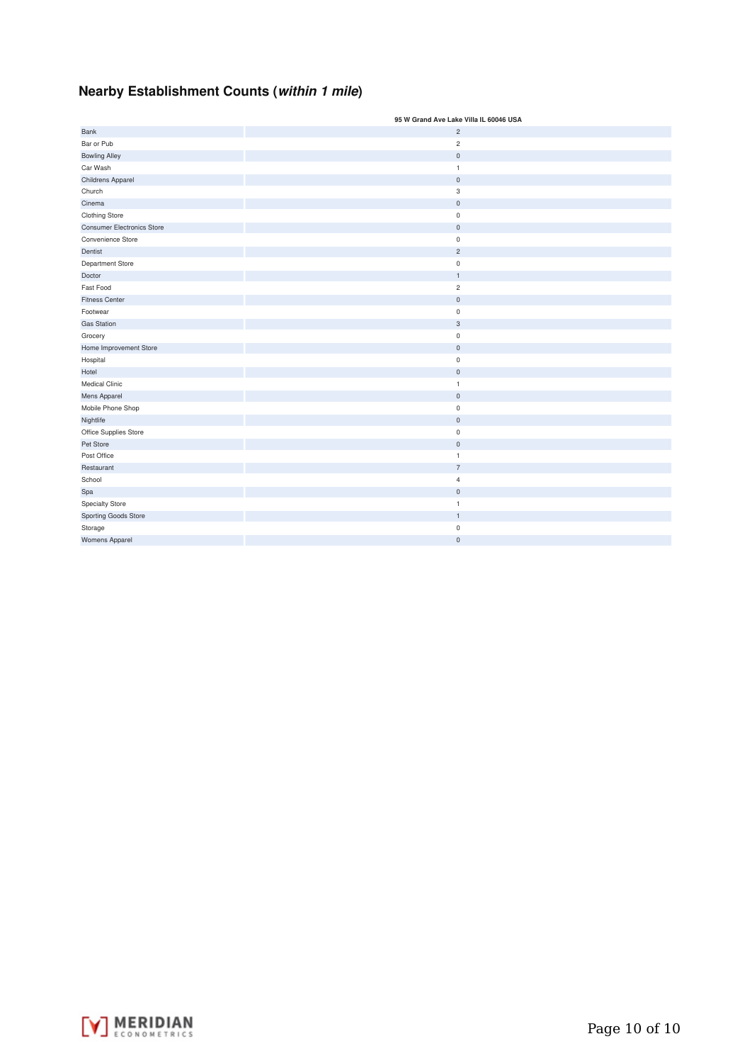## Nearby Establishment Counts (***within 1 mile***)

| | 95 W Grand Ave Lake Villa IL 60046 USA |
|---|---|
| Bank | 2 |
| Bar or Pub | 2 |
| Bowling Alley | 0 |
| Car Wash | 1 |
| Childrens Apparel | 0 |
| Church | 3 |
| Cinema | 0 |
| Clothing Store | 0 |
| Consumer Electronics Store | 0 |
| Convenience Store | 0 |
| Dentist | 2 |
| Department Store | 0 |
| Doctor | 1 |
| Fast Food | 2 |
| Fitness Center | 0 |
| Footwear | 0 |
| Gas Station | 3 |
| Grocery | 0 |
| Home Improvement Store | 0 |
| Hospital | 0 |
| Hotel | 0 |
| Medical Clinic | 1 |
| Mens Apparel | 0 |
| Mobile Phone Shop | 0 |
| Nightlife | 0 |
| Office Supplies Store | 0 |
| Pet Store | 0 |
| Post Office | 1 |
| Restaurant | 7 |
| School | 4 |
| Spa | 0 |
| Specialty Store | 1 |
| Sporting Goods Store | 1 |
| Storage | 0 |
| Womens Apparel | 0 |

MERIDIAN ECONOMETRICS